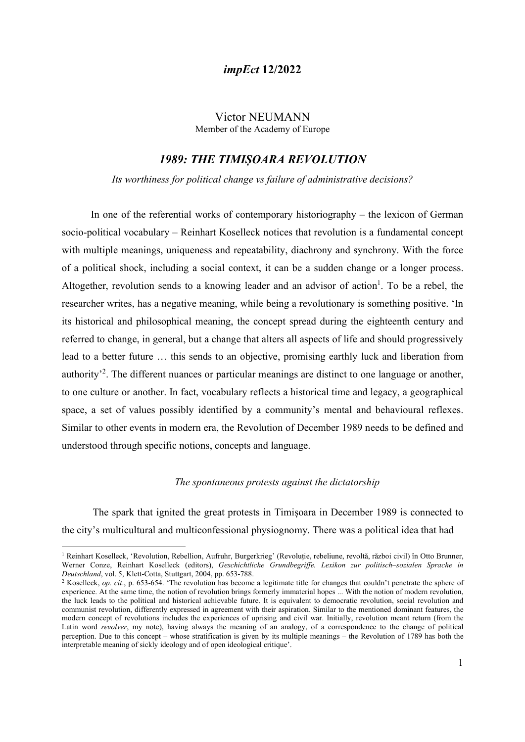***impEct* 12/2022**

Victor NEUMANN
Member of the Academy of Europe

# *1989: THE TIMIȘOARA REVOLUTION*

*Its worthiness for political change vs failure of administrative decisions?*

In one of the referential works of contemporary historiography – the lexicon of German socio-political vocabulary – Reinhart Koselleck notices that revolution is a fundamental concept with multiple meanings, uniqueness and repeatability, diachrony and synchrony. With the force of a political shock, including a social context, it can be a sudden change or a longer process. Altogether, revolution sends to a knowing leader and an advisor of action[1]. To be a rebel, the researcher writes, has a negative meaning, while being a revolutionary is something positive. 'In its historical and philosophical meaning, the concept spread during the eighteenth century and referred to change, in general, but a change that alters all aspects of life and should progressively lead to a better future … this sends to an objective, promising earthly luck and liberation from authority'[2]. The different nuances or particular meanings are distinct to one language or another, to one culture or another. In fact, vocabulary reflects a historical time and legacy, a geographical space, a set of values possibly identified by a community's mental and behavioural reflexes. Similar to other events in modern era, the Revolution of December 1989 needs to be defined and understood through specific notions, concepts and language.

### *The spontaneous protests against the dictatorship*

The spark that ignited the great protests in Timișoara in December 1989 is connected to the city's multicultural and multiconfessional physiognomy. There was a political idea that had

---

[1] Reinhart Koselleck, 'Revolution, Rebellion, Aufruhr, Burgerkrieg' (Revoluție, rebeliune, revoltă, război civil) în Otto Brunner, Werner Conze, Reinhart Koselleck (editors), *Geschichtliche Grundbegriffe. Lexikon zur politisch–sozialen Sprache in Deutschland*, vol. 5, Klett-Cotta, Stuttgart, 2004, pp. 653-788.

[2] Koselleck, *op. cit*., p. 653-654. 'The revolution has become a legitimate title for changes that couldn't penetrate the sphere of experience. At the same time, the notion of revolution brings formerly immaterial hopes ... With the notion of modern revolution, the luck leads to the political and historical achievable future. It is equivalent to democratic revolution, social revolution and communist revolution, differently expressed in agreement with their aspiration. Similar to the mentioned dominant features, the modern concept of revolutions includes the experiences of uprising and civil war. Initially, revolution meant return (from the Latin word *revolver*, my note), having always the meaning of an analogy, of a correspondence to the change of political perception. Due to this concept – whose stratification is given by its multiple meanings – the Revolution of 1789 has both the interpretable meaning of sickly ideology and of open ideological critique'.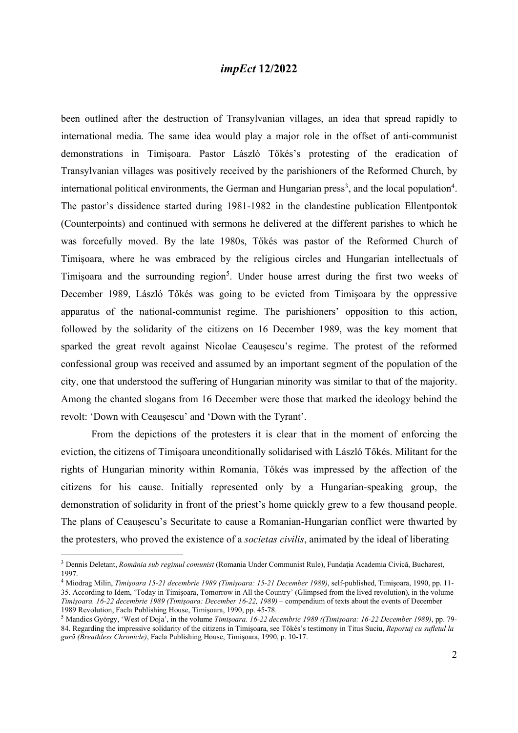been outlined after the destruction of Transylvanian villages, an idea that spread rapidly to international media. The same idea would play a major role in the offset of anti-communist demonstrations in Timișoara. Pastor László Tőkés's protesting of the eradication of Transylvanian villages was positively received by the parishioners of the Reformed Church, by international political environments, the German and Hungarian press[3], and the local population[4]. The pastor's dissidence started during 1981-1982 in the clandestine publication Ellentpontok (Counterpoints) and continued with sermons he delivered at the different parishes to which he was forcefully moved. By the late 1980s, Tőkés was pastor of the Reformed Church of Timișoara, where he was embraced by the religious circles and Hungarian intellectuals of Timișoara and the surrounding region[5]. Under house arrest during the first two weeks of December 1989, László Tőkés was going to be evicted from Timișoara by the oppressive apparatus of the national-communist regime. The parishioners' opposition to this action, followed by the solidarity of the citizens on 16 December 1989, was the key moment that sparked the great revolt against Nicolae Ceaușescu's regime. The protest of the reformed confessional group was received and assumed by an important segment of the population of the city, one that understood the suffering of Hungarian minority was similar to that of the majority. Among the chanted slogans from 16 December were those that marked the ideology behind the revolt: 'Down with Ceaușescu' and 'Down with the Tyrant'.

From the depictions of the protesters it is clear that in the moment of enforcing the eviction, the citizens of Timișoara unconditionally solidarised with László Tőkés. Militant for the rights of Hungarian minority within Romania, Tőkés was impressed by the affection of the citizens for his cause. Initially represented only by a Hungarian-speaking group, the demonstration of solidarity in front of the priest's home quickly grew to a few thousand people. The plans of Ceaușescu's Securitate to cause a Romanian-Hungarian conflict were thwarted by the protesters, who proved the existence of a *societas civilis*, animated by the ideal of liberating

---

[3] Dennis Deletant, *România sub regimul comunist* (Romania Under Communist Rule), Fundaţia Academia Civică, Bucharest, 1997.

[4] Miodrag Milin, *Timişoara 15-21 decembrie 1989 (Timişoara: 15-21 December 1989)*, self-published, Timişoara, 1990, pp. 11-35. According to Idem, 'Today in Timișoara, Tomorrow in All the Country' (Glimpsed from the lived revolution), in the volume *Timişoara. 16-22 decembrie 1989 (Timişoara: December 16-22, 1989)* – compendium of texts about the events of December 1989 Revolution, Facla Publishing House, Timişoara, 1990, pp. 45-78.

[5] Mandics György, 'West of Doja', in the volume *Timişoara. 16-22 decembrie 1989 ((Timişoara: 16-22 December 1989)*, pp. 79-84. Regarding the impressive solidarity of the citizens in Timişoara, see Tökés's testimony in Titus Suciu, *Reportaj cu sufletul la gură (Breathless Chronicle)*, Facla Publishing House, Timişoara, 1990, p. 10-17.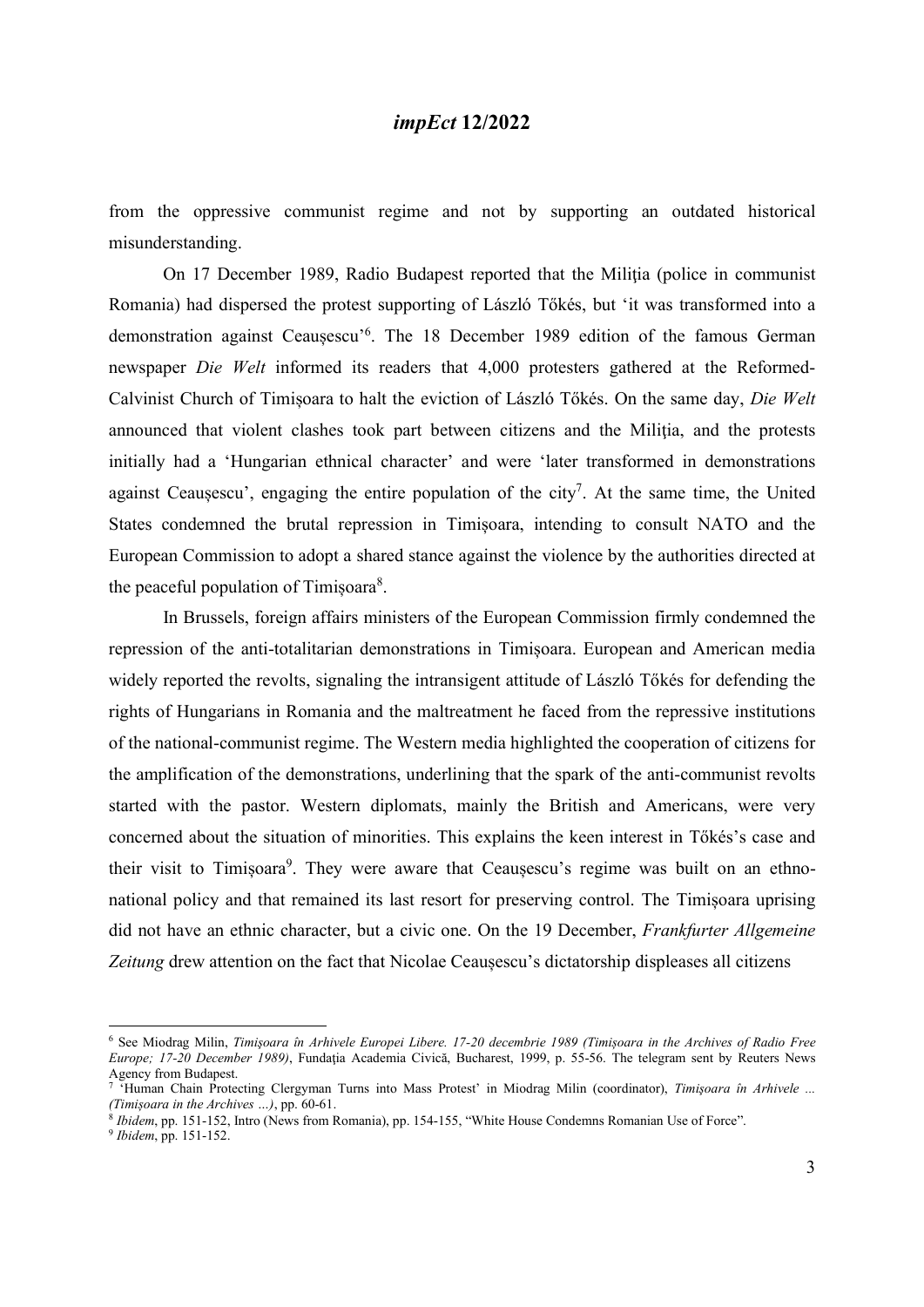from the oppressive communist regime and not by supporting an outdated historical misunderstanding.

On 17 December 1989, Radio Budapest reported that the Miliția (police in communist Romania) had dispersed the protest supporting of László Tőkés, but 'it was transformed into a demonstration against Ceaușescu'[6]. The 18 December 1989 edition of the famous German newspaper *Die Welt* informed its readers that 4,000 protesters gathered at the Reformed-Calvinist Church of Timișoara to halt the eviction of László Tőkés. On the same day, *Die Welt* announced that violent clashes took part between citizens and the Miliția, and the protests initially had a 'Hungarian ethnical character' and were 'later transformed in demonstrations against Ceaușescu', engaging the entire population of the city[7]. At the same time, the United States condemned the brutal repression in Timișoara, intending to consult NATO and the European Commission to adopt a shared stance against the violence by the authorities directed at the peaceful population of Timișoara[8].

In Brussels, foreign affairs ministers of the European Commission firmly condemned the repression of the anti-totalitarian demonstrations in Timișoara. European and American media widely reported the revolts, signaling the intransigent attitude of László Tőkés for defending the rights of Hungarians in Romania and the maltreatment he faced from the repressive institutions of the national-communist regime. The Western media highlighted the cooperation of citizens for the amplification of the demonstrations, underlining that the spark of the anti-communist revolts started with the pastor. Western diplomats, mainly the British and Americans, were very concerned about the situation of minorities. This explains the keen interest in Tőkés's case and their visit to Timișoara[9]. They were aware that Ceaușescu's regime was built on an ethno-national policy and that remained its last resort for preserving control. The Timișoara uprising did not have an ethnic character, but a civic one. On the 19 December, *Frankfurter Allgemeine Zeitung* drew attention on the fact that Nicolae Ceaușescu's dictatorship displeases all citizens

---

[6] See Miodrag Milin, *Timișoara în Arhivele Europei Libere. 17-20 decembrie 1989 (Timișoara in the Archives of Radio Free Europe; 17-20 December 1989)*, Fundația Academia Civică, Bucharest, 1999, p. 55-56. The telegram sent by Reuters News Agency from Budapest.

[7] 'Human Chain Protecting Clergyman Turns into Mass Protest' in Miodrag Milin (coordinator), *Timișoara în Arhivele ... (Timișoara in the Archives ...)*, pp. 60-61.

[8] *Ibidem*, pp. 151-152, Intro (News from Romania), pp. 154-155, "White House Condemns Romanian Use of Force".

[9] *Ibidem*, pp. 151-152.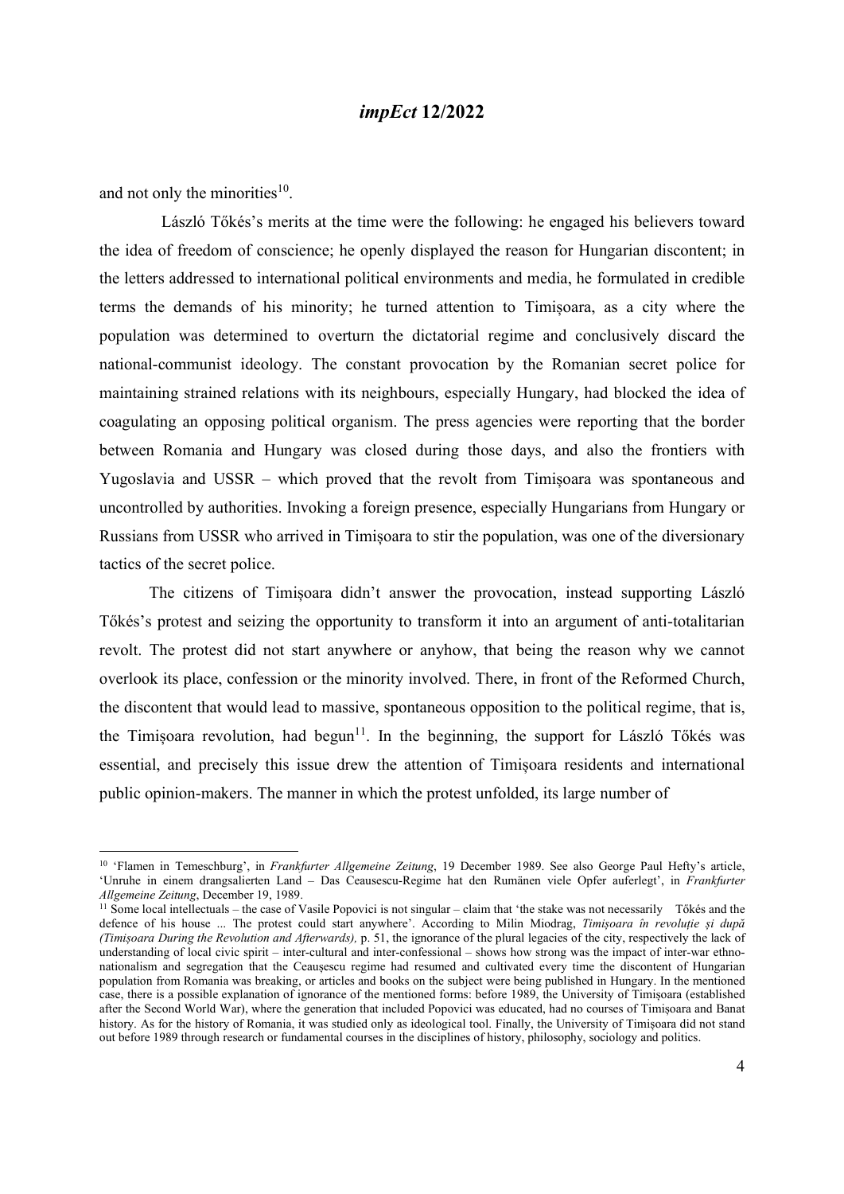and not only the minorities[10].

László Tőkés's merits at the time were the following: he engaged his believers toward the idea of freedom of conscience; he openly displayed the reason for Hungarian discontent; in the letters addressed to international political environments and media, he formulated in credible terms the demands of his minority; he turned attention to Timișoara, as a city where the population was determined to overturn the dictatorial regime and conclusively discard the national-communist ideology. The constant provocation by the Romanian secret police for maintaining strained relations with its neighbours, especially Hungary, had blocked the idea of coagulating an opposing political organism. The press agencies were reporting that the border between Romania and Hungary was closed during those days, and also the frontiers with Yugoslavia and USSR – which proved that the revolt from Timișoara was spontaneous and uncontrolled by authorities. Invoking a foreign presence, especially Hungarians from Hungary or Russians from USSR who arrived in Timișoara to stir the population, was one of the diversionary tactics of the secret police.

The citizens of Timișoara didn't answer the provocation, instead supporting László Tőkés's protest and seizing the opportunity to transform it into an argument of anti-totalitarian revolt. The protest did not start anywhere or anyhow, that being the reason why we cannot overlook its place, confession or the minority involved. There, in front of the Reformed Church, the discontent that would lead to massive, spontaneous opposition to the political regime, that is, the Timișoara revolution, had begun[11]. In the beginning, the support for László Tőkés was essential, and precisely this issue drew the attention of Timișoara residents and international public opinion-makers. The manner in which the protest unfolded, its large number of

---

[10] 'Flamen in Temeschburg', in *Frankfurter Allgemeine Zeitung*, 19 December 1989. See also George Paul Hefty's article, 'Unruhe in einem drangsalierten Land – Das Ceausescu-Regime hat den Rumänen viele Opfer auferlegt', in *Frankfurter Allgemeine Zeitung*, December 19, 1989.

[11] Some local intellectuals – the case of Vasile Popovici is not singular – claim that 'the stake was not necessarily Tőkés and the defence of his house ... The protest could start anywhere'. According to Milin Miodrag, *Timișoara în revoluție și după (Timișoara During the Revolution and Afterwards),* p. 51, the ignorance of the plural legacies of the city, respectively the lack of understanding of local civic spirit – inter-cultural and inter-confessional – shows how strong was the impact of inter-war ethno-nationalism and segregation that the Ceaușescu regime had resumed and cultivated every time the discontent of Hungarian population from Romania was breaking, or articles and books on the subject were being published in Hungary. In the mentioned case, there is a possible explanation of ignorance of the mentioned forms: before 1989, the University of Timișoara (established after the Second World War), where the generation that included Popovici was educated, had no courses of Timișoara and Banat history. As for the history of Romania, it was studied only as ideological tool. Finally, the University of Timișoara did not stand out before 1989 through research or fundamental courses in the disciplines of history, philosophy, sociology and politics.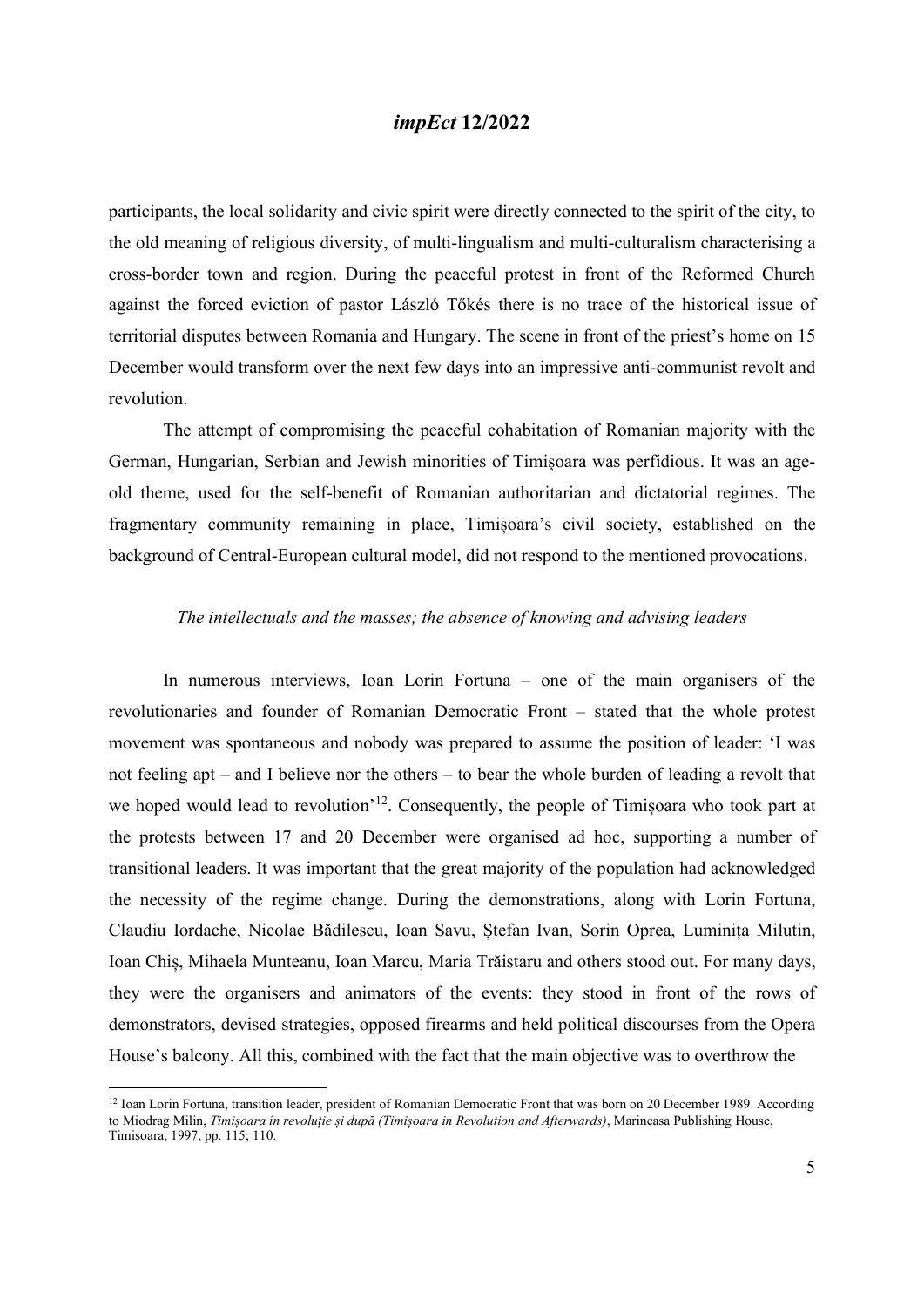participants, the local solidarity and civic spirit were directly connected to the spirit of the city, to the old meaning of religious diversity, of multi-lingualism and multi-culturalism characterising a cross-border town and region. During the peaceful protest in front of the Reformed Church against the forced eviction of pastor László Tőkés there is no trace of the historical issue of territorial disputes between Romania and Hungary. The scene in front of the priest's home on 15 December would transform over the next few days into an impressive anti-communist revolt and revolution.

The attempt of compromising the peaceful cohabitation of Romanian majority with the German, Hungarian, Serbian and Jewish minorities of Timișoara was perfidious. It was an age-old theme, used for the self-benefit of Romanian authoritarian and dictatorial regimes. The fragmentary community remaining in place, Timișoara's civil society, established on the background of Central-European cultural model, did not respond to the mentioned provocations.

*The intellectuals and the masses; the absence of knowing and advising leaders*

In numerous interviews, Ioan Lorin Fortuna – one of the main organisers of the revolutionaries and founder of Romanian Democratic Front – stated that the whole protest movement was spontaneous and nobody was prepared to assume the position of leader: 'I was not feeling apt – and I believe nor the others – to bear the whole burden of leading a revolt that we hoped would lead to revolution'[12]. Consequently, the people of Timișoara who took part at the protests between 17 and 20 December were organised ad hoc, supporting a number of transitional leaders. It was important that the great majority of the population had acknowledged the necessity of the regime change. During the demonstrations, along with Lorin Fortuna, Claudiu Iordache, Nicolae Bădilescu, Ioan Savu, Ștefan Ivan, Sorin Oprea, Luminița Milutin, Ioan Chiș, Mihaela Munteanu, Ioan Marcu, Maria Trăistaru and others stood out. For many days, they were the organisers and animators of the events: they stood in front of the rows of demonstrators, devised strategies, opposed firearms and held political discourses from the Opera House's balcony. All this, combined with the fact that the main objective was to overthrow the

[12] Ioan Lorin Fortuna, transition leader, president of Romanian Democratic Front that was born on 20 December 1989. According to Miodrag Milin, *Timișoara în revoluție și după (Timișoara in Revolution and Afterwards)*, Marineasa Publishing House, Timișoara, 1997, pp. 115; 110.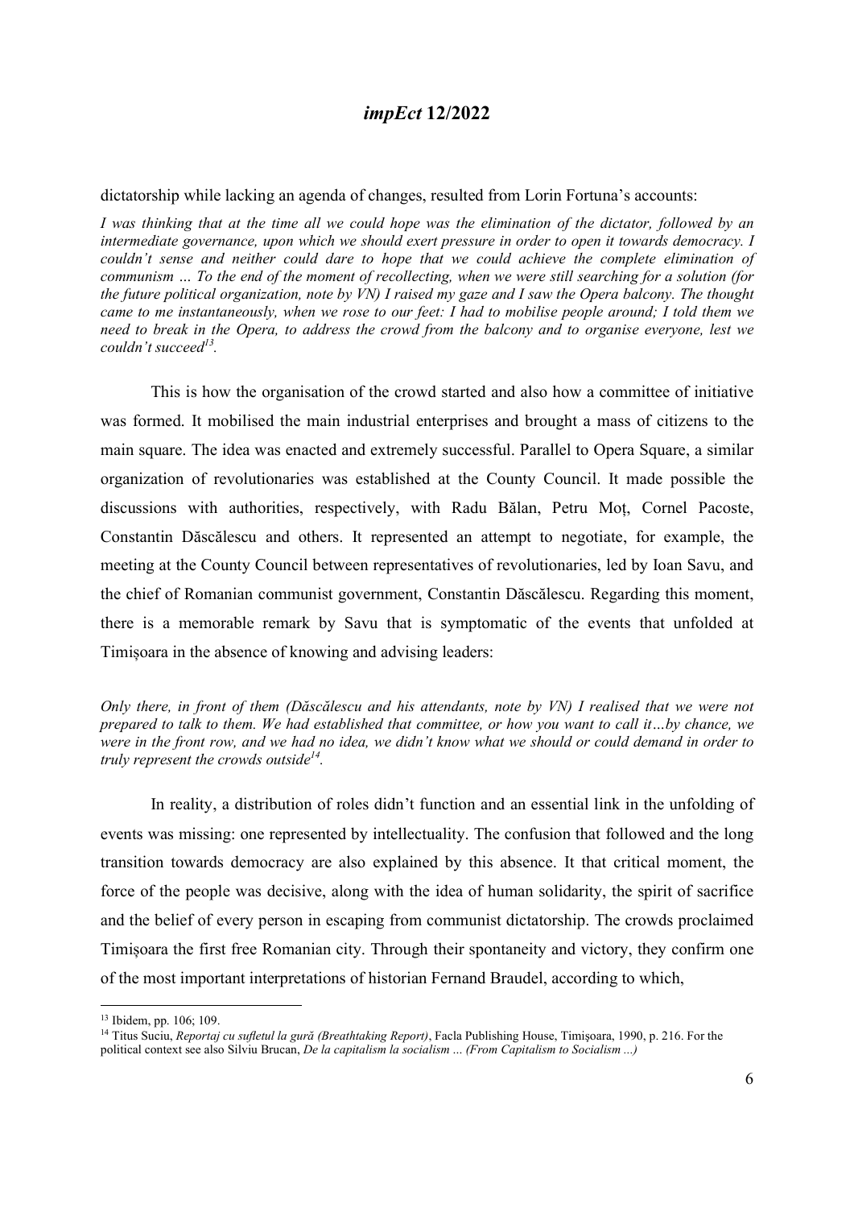dictatorship while lacking an agenda of changes, resulted from Lorin Fortuna's accounts:

*I was thinking that at the time all we could hope was the elimination of the dictator, followed by an intermediate governance, upon which we should exert pressure in order to open it towards democracy. I couldn't sense and neither could dare to hope that we could achieve the complete elimination of communism … To the end of the moment of recollecting, when we were still searching for a solution (for the future political organization, note by VN) I raised my gaze and I saw the Opera balcony. The thought came to me instantaneously, when we rose to our feet: I had to mobilise people around; I told them we need to break in the Opera, to address the crowd from the balcony and to organise everyone, lest we couldn't succeed*[13].

This is how the organisation of the crowd started and also how a committee of initiative was formed. It mobilised the main industrial enterprises and brought a mass of citizens to the main square. The idea was enacted and extremely successful. Parallel to Opera Square, a similar organization of revolutionaries was established at the County Council. It made possible the discussions with authorities, respectively, with Radu Bălan, Petru Moț, Cornel Pacoste, Constantin Dăscălescu and others. It represented an attempt to negotiate, for example, the meeting at the County Council between representatives of revolutionaries, led by Ioan Savu, and the chief of Romanian communist government, Constantin Dăscălescu. Regarding this moment, there is a memorable remark by Savu that is symptomatic of the events that unfolded at Timișoara in the absence of knowing and advising leaders:

*Only there, in front of them (Dăscălescu and his attendants, note by VN) I realised that we were not prepared to talk to them. We had established that committee, or how you want to call it…by chance, we were in the front row, and we had no idea, we didn't know what we should or could demand in order to truly represent the crowds outside*[14].

In reality, a distribution of roles didn't function and an essential link in the unfolding of events was missing: one represented by intellectuality. The confusion that followed and the long transition towards democracy are also explained by this absence. It that critical moment, the force of the people was decisive, along with the idea of human solidarity, the spirit of sacrifice and the belief of every person in escaping from communist dictatorship. The crowds proclaimed Timișoara the first free Romanian city. Through their spontaneity and victory, they confirm one of the most important interpretations of historian Fernand Braudel, according to which,

---

[13] Ibidem, pp. 106; 109.

[14] Titus Suciu, *Reportaj cu sufletul la gură (Breathtaking Report)*, Facla Publishing House, Timişoara, 1990, p. 216. For the political context see also Silviu Brucan, *De la capitalism la socialism ... (From Capitalism to Socialism ...)*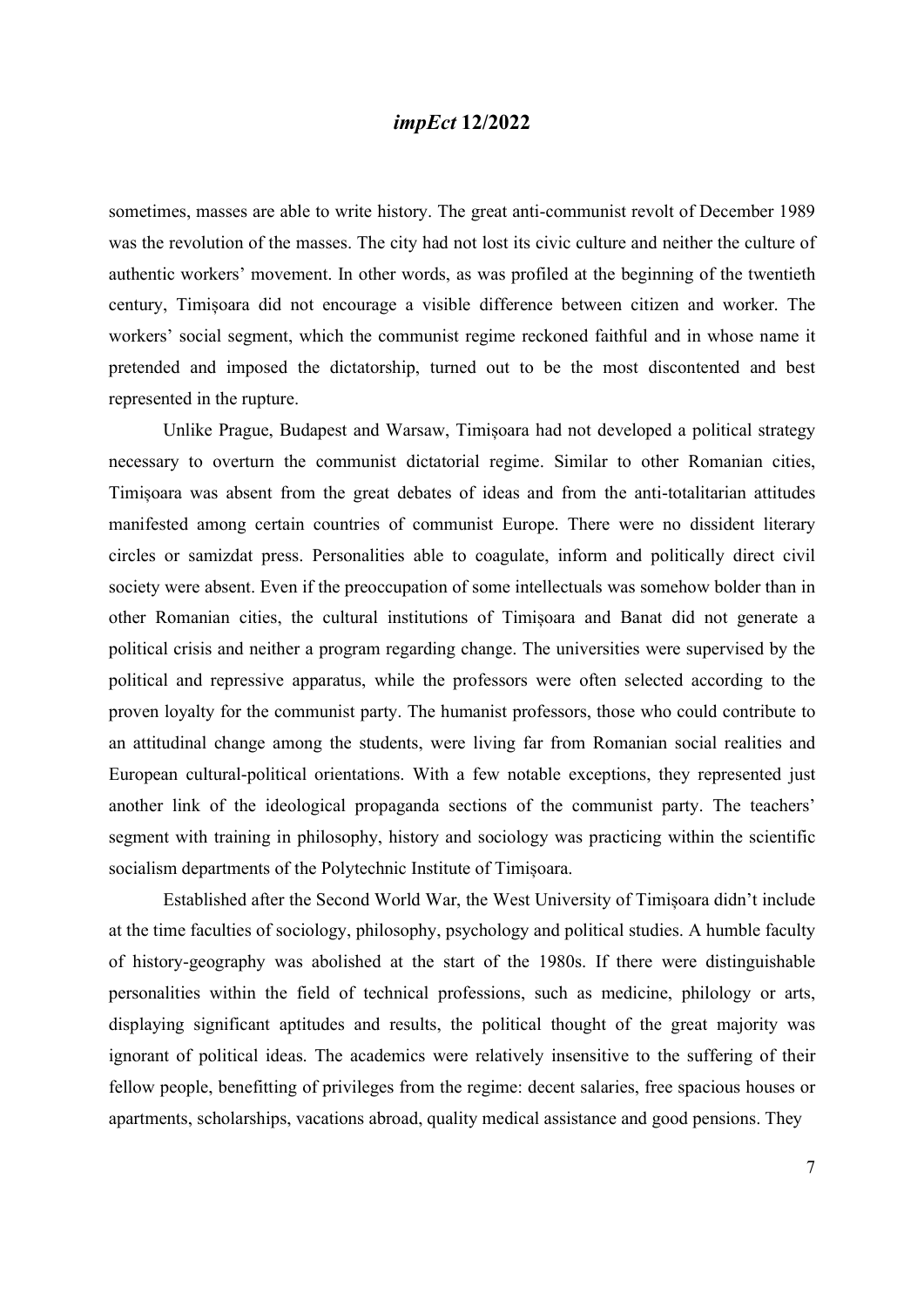sometimes, masses are able to write history. The great anti-communist revolt of December 1989 was the revolution of the masses. The city had not lost its civic culture and neither the culture of authentic workers' movement. In other words, as was profiled at the beginning of the twentieth century, Timișoara did not encourage a visible difference between citizen and worker. The workers' social segment, which the communist regime reckoned faithful and in whose name it pretended and imposed the dictatorship, turned out to be the most discontented and best represented in the rupture.

Unlike Prague, Budapest and Warsaw, Timișoara had not developed a political strategy necessary to overturn the communist dictatorial regime. Similar to other Romanian cities, Timișoara was absent from the great debates of ideas and from the anti-totalitarian attitudes manifested among certain countries of communist Europe. There were no dissident literary circles or samizdat press. Personalities able to coagulate, inform and politically direct civil society were absent. Even if the preoccupation of some intellectuals was somehow bolder than in other Romanian cities, the cultural institutions of Timișoara and Banat did not generate a political crisis and neither a program regarding change. The universities were supervised by the political and repressive apparatus, while the professors were often selected according to the proven loyalty for the communist party. The humanist professors, those who could contribute to an attitudinal change among the students, were living far from Romanian social realities and European cultural-political orientations. With a few notable exceptions, they represented just another link of the ideological propaganda sections of the communist party. The teachers' segment with training in philosophy, history and sociology was practicing within the scientific socialism departments of the Polytechnic Institute of Timișoara.

Established after the Second World War, the West University of Timișoara didn't include at the time faculties of sociology, philosophy, psychology and political studies. A humble faculty of history-geography was abolished at the start of the 1980s. If there were distinguishable personalities within the field of technical professions, such as medicine, philology or arts, displaying significant aptitudes and results, the political thought of the great majority was ignorant of political ideas. The academics were relatively insensitive to the suffering of their fellow people, benefitting of privileges from the regime: decent salaries, free spacious houses or apartments, scholarships, vacations abroad, quality medical assistance and good pensions. They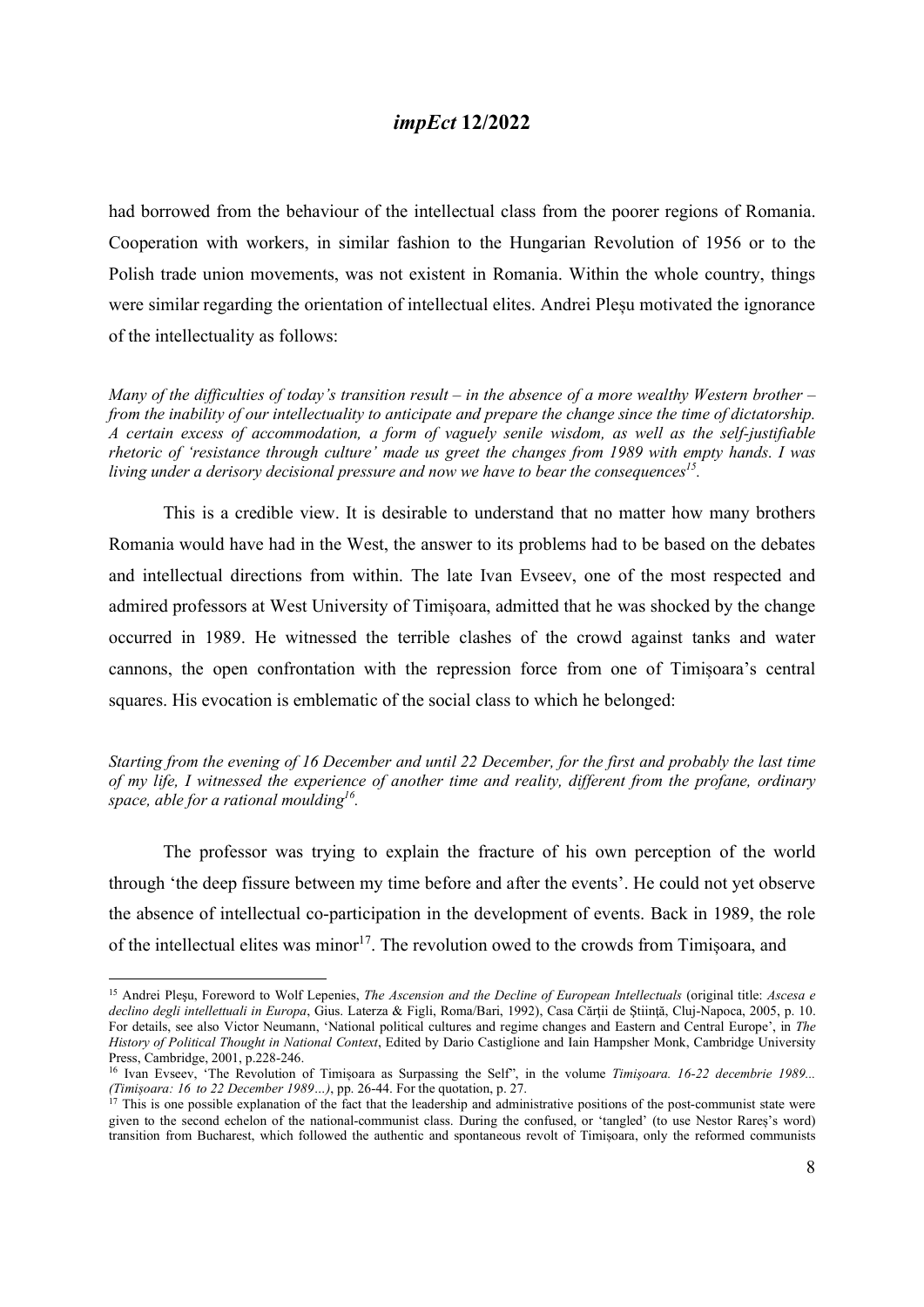had borrowed from the behaviour of the intellectual class from the poorer regions of Romania. Cooperation with workers, in similar fashion to the Hungarian Revolution of 1956 or to the Polish trade union movements, was not existent in Romania. Within the whole country, things were similar regarding the orientation of intellectual elites. Andrei Pleşu motivated the ignorance of the intellectuality as follows:

*Many of the difficulties of today's transition result – in the absence of a more wealthy Western brother – from the inability of our intellectuality to anticipate and prepare the change since the time of dictatorship. A certain excess of accommodation, a form of vaguely senile wisdom, as well as the self-justifiable rhetoric of 'resistance through culture' made us greet the changes from 1989 with empty hands. I was living under a derisory decisional pressure and now we have to bear the consequences*[15].

This is a credible view. It is desirable to understand that no matter how many brothers Romania would have had in the West, the answer to its problems had to be based on the debates and intellectual directions from within. The late Ivan Evseev, one of the most respected and admired professors at West University of Timişoara, admitted that he was shocked by the change occurred in 1989. He witnessed the terrible clashes of the crowd against tanks and water cannons, the open confrontation with the repression force from one of Timişoara's central squares. His evocation is emblematic of the social class to which he belonged:

*Starting from the evening of 16 December and until 22 December, for the first and probably the last time of my life, I witnessed the experience of another time and reality, different from the profane, ordinary space, able for a rational moulding*[16].

The professor was trying to explain the fracture of his own perception of the world through 'the deep fissure between my time before and after the events'. He could not yet observe the absence of intellectual co-participation in the development of events. Back in 1989, the role of the intellectual elites was minor[17]. The revolution owed to the crowds from Timişoara, and

---

[15] Andrei Pleşu, Foreword to Wolf Lepenies, *The Ascension and the Decline of European Intellectuals* (original title: *Ascesa e declino degli intellettuali in Europa*, Gius. Laterza & Figli, Roma/Bari, 1992), Casa Cărţii de Ştiinţă, Cluj-Napoca, 2005, p. 10. For details, see also Victor Neumann, 'National political cultures and regime changes and Eastern and Central Europe', in *The History of Political Thought in National Context*, Edited by Dario Castiglione and Iain Hampsher Monk, Cambridge University Press, Cambridge, 2001, p.228-246.

[16] Ivan Evseev, 'The Revolution of Timişoara as Surpassing the Self", in the volume *Timişoara. 16-22 decembrie 1989... (Timişoara: 16 to 22 December 1989...)*, pp. 26-44. For the quotation, p. 27.

[17] This is one possible explanation of the fact that the leadership and administrative positions of the post-communist state were given to the second echelon of the national-communist class. During the confused, or 'tangled' (to use Nestor Rareş's word) transition from Bucharest, which followed the authentic and spontaneous revolt of Timişoara, only the reformed communists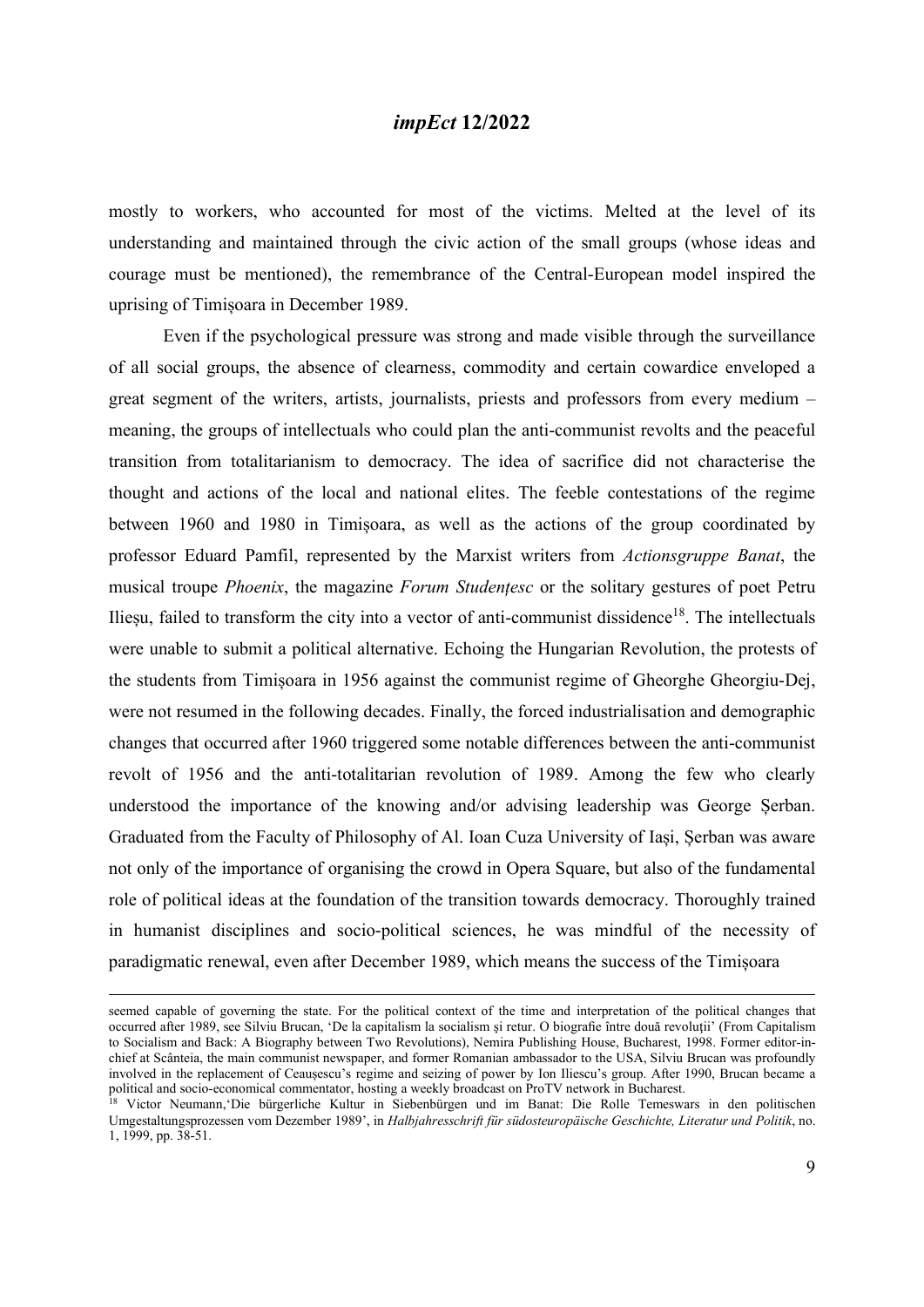mostly to workers, who accounted for most of the victims. Melted at the level of its understanding and maintained through the civic action of the small groups (whose ideas and courage must be mentioned), the remembrance of the Central-European model inspired the uprising of Timișoara in December 1989.

Even if the psychological pressure was strong and made visible through the surveillance of all social groups, the absence of clearness, commodity and certain cowardice enveloped a great segment of the writers, artists, journalists, priests and professors from every medium – meaning, the groups of intellectuals who could plan the anti-communist revolts and the peaceful transition from totalitarianism to democracy. The idea of sacrifice did not characterise the thought and actions of the local and national elites. The feeble contestations of the regime between 1960 and 1980 in Timișoara, as well as the actions of the group coordinated by professor Eduard Pamfil, represented by the Marxist writers from *Actionsgruppe Banat*, the musical troupe *Phoenix*, the magazine *Forum Studențesc* or the solitary gestures of poet Petru Ilieșu, failed to transform the city into a vector of anti-communist dissidence[18]. The intellectuals were unable to submit a political alternative. Echoing the Hungarian Revolution, the protests of the students from Timișoara in 1956 against the communist regime of Gheorghe Gheorgiu-Dej, were not resumed in the following decades. Finally, the forced industrialisation and demographic changes that occurred after 1960 triggered some notable differences between the anti-communist revolt of 1956 and the anti-totalitarian revolution of 1989. Among the few who clearly understood the importance of the knowing and/or advising leadership was George Șerban. Graduated from the Faculty of Philosophy of Al. Ioan Cuza University of Iași, Șerban was aware not only of the importance of organising the crowd in Opera Square, but also of the fundamental role of political ideas at the foundation of the transition towards democracy. Thoroughly trained in humanist disciplines and socio-political sciences, he was mindful of the necessity of paradigmatic renewal, even after December 1989, which means the success of the Timișoara

---

seemed capable of governing the state. For the political context of the time and interpretation of the political changes that occurred after 1989, see Silviu Brucan, 'De la capitalism la socialism şi retur. O biografie între două revoluții' (From Capitalism to Socialism and Back: A Biography between Two Revolutions), Nemira Publishing House, Bucharest, 1998. Former editor-in-chief at Scânteia, the main communist newspaper, and former Romanian ambassador to the USA, Silviu Brucan was profoundly involved in the replacement of Ceaușescu's regime and seizing of power by Ion Iliescu's group. After 1990, Brucan became a political and socio-economical commentator, hosting a weekly broadcast on ProTV network in Bucharest.

[18] Victor Neumann,'Die bürgerliche Kultur in Siebenbürgen und im Banat: Die Rolle Temeswars in den politischen Umgestaltungsprozessen vom Dezember 1989', in *Halbjahresschrift für südosteuropäische Geschichte, Literatur und Politik*, no. 1, 1999, pp. 38-51.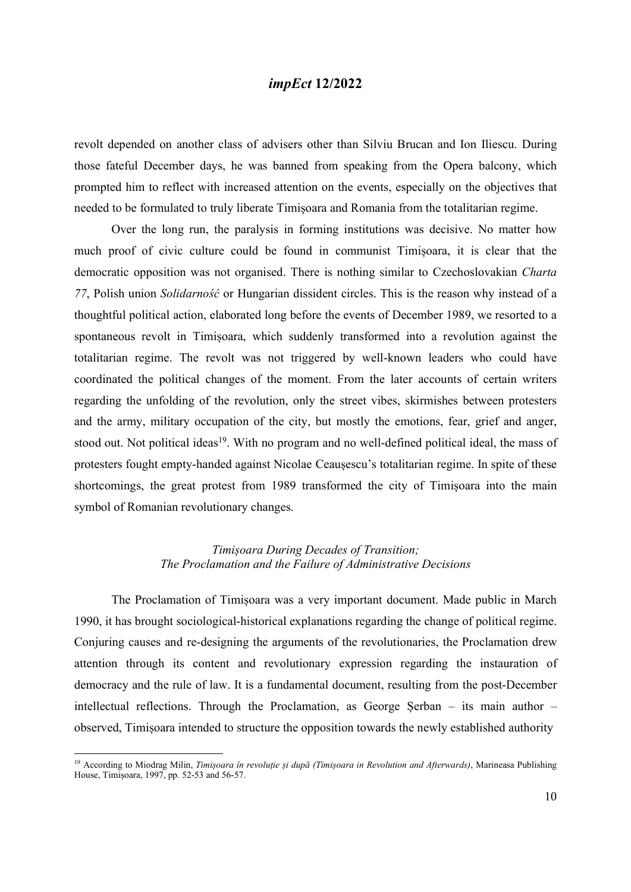revolt depended on another class of advisers other than Silviu Brucan and Ion Iliescu. During those fateful December days, he was banned from speaking from the Opera balcony, which prompted him to reflect with increased attention on the events, especially on the objectives that needed to be formulated to truly liberate Timișoara and Romania from the totalitarian regime.

Over the long run, the paralysis in forming institutions was decisive. No matter how much proof of civic culture could be found in communist Timișoara, it is clear that the democratic opposition was not organised. There is nothing similar to Czechoslovakian *Charta 77*, Polish union *Solidarność* or Hungarian dissident circles. This is the reason why instead of a thoughtful political action, elaborated long before the events of December 1989, we resorted to a spontaneous revolt in Timișoara, which suddenly transformed into a revolution against the totalitarian regime. The revolt was not triggered by well-known leaders who could have coordinated the political changes of the moment. From the later accounts of certain writers regarding the unfolding of the revolution, only the street vibes, skirmishes between protesters and the army, military occupation of the city, but mostly the emotions, fear, grief and anger, stood out. Not political ideas[19]. With no program and no well-defined political ideal, the mass of protesters fought empty-handed against Nicolae Ceaușescu's totalitarian regime. In spite of these shortcomings, the great protest from 1989 transformed the city of Timișoara into the main symbol of Romanian revolutionary changes.

### *Timișoara During Decades of Transition; The Proclamation and the Failure of Administrative Decisions*

The Proclamation of Timișoara was a very important document. Made public in March 1990, it has brought sociological-historical explanations regarding the change of political regime. Conjuring causes and re-designing the arguments of the revolutionaries, the Proclamation drew attention through its content and revolutionary expression regarding the instauration of democracy and the rule of law. It is a fundamental document, resulting from the post-December intellectual reflections. Through the Proclamation, as George Șerban – its main author – observed, Timișoara intended to structure the opposition towards the newly established authority

---

[19] According to Miodrag Milin, *Timișoara în revoluție și după (Timișoara in Revolution and Afterwards)*, Marineasa Publishing House, Timișoara, 1997, pp. 52-53 and 56-57.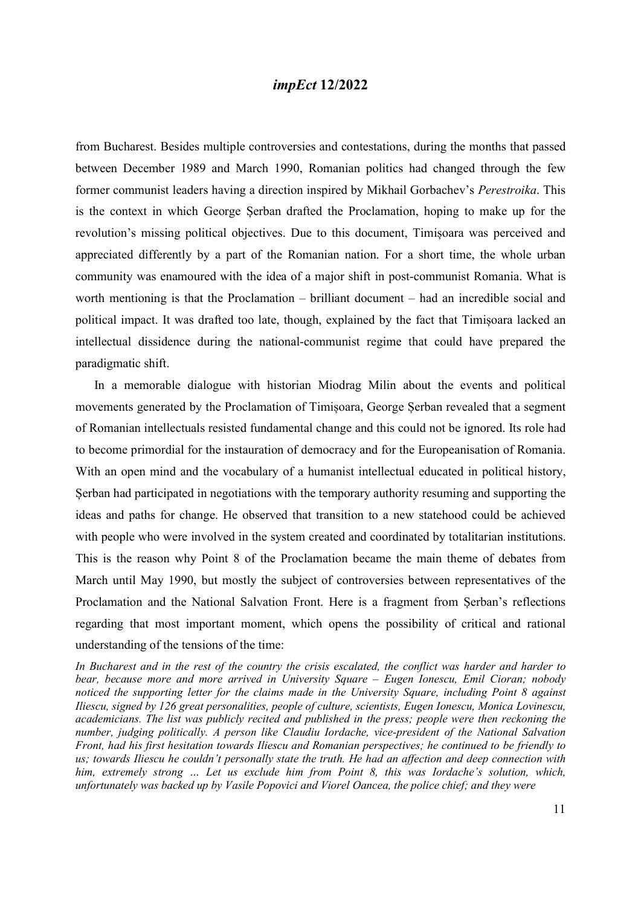from Bucharest. Besides multiple controversies and contestations, during the months that passed between December 1989 and March 1990, Romanian politics had changed through the few former communist leaders having a direction inspired by Mikhail Gorbachev's *Perestroika*. This is the context in which George Șerban drafted the Proclamation, hoping to make up for the revolution's missing political objectives. Due to this document, Timișoara was perceived and appreciated differently by a part of the Romanian nation. For a short time, the whole urban community was enamoured with the idea of a major shift in post-communist Romania. What is worth mentioning is that the Proclamation – brilliant document – had an incredible social and political impact. It was drafted too late, though, explained by the fact that Timișoara lacked an intellectual dissidence during the national-communist regime that could have prepared the paradigmatic shift.

In a memorable dialogue with historian Miodrag Milin about the events and political movements generated by the Proclamation of Timișoara, George Șerban revealed that a segment of Romanian intellectuals resisted fundamental change and this could not be ignored. Its role had to become primordial for the instauration of democracy and for the Europeanisation of Romania. With an open mind and the vocabulary of a humanist intellectual educated in political history, Șerban had participated in negotiations with the temporary authority resuming and supporting the ideas and paths for change. He observed that transition to a new statehood could be achieved with people who were involved in the system created and coordinated by totalitarian institutions. This is the reason why Point 8 of the Proclamation became the main theme of debates from March until May 1990, but mostly the subject of controversies between representatives of the Proclamation and the National Salvation Front. Here is a fragment from Șerban's reflections regarding that most important moment, which opens the possibility of critical and rational understanding of the tensions of the time:

*In Bucharest and in the rest of the country the crisis escalated, the conflict was harder and harder to bear, because more and more arrived in University Square – Eugen Ionescu, Emil Cioran; nobody noticed the supporting letter for the claims made in the University Square, including Point 8 against Iliescu, signed by 126 great personalities, people of culture, scientists, Eugen Ionescu, Monica Lovinescu, academicians. The list was publicly recited and published in the press; people were then reckoning the number, judging politically. A person like Claudiu Iordache, vice-president of the National Salvation Front, had his first hesitation towards Iliescu and Romanian perspectives; he continued to be friendly to us; towards Iliescu he couldn't personally state the truth. He had an affection and deep connection with him, extremely strong ... Let us exclude him from Point 8, this was Iordache's solution, which, unfortunately was backed up by Vasile Popovici and Viorel Oancea, the police chief; and they were*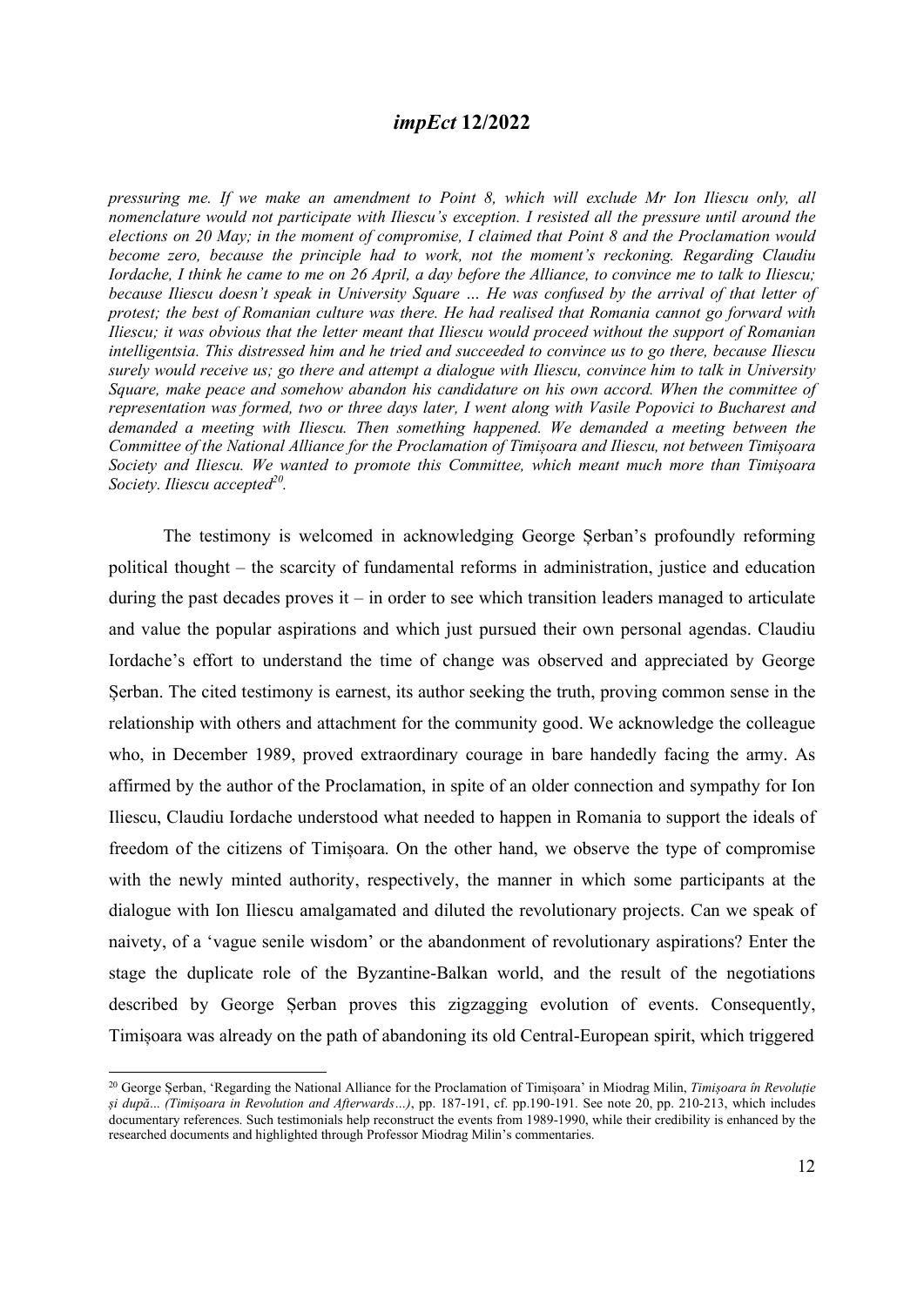*pressuring me. If we make an amendment to Point 8, which will exclude Mr Ion Iliescu only, all nomenclature would not participate with Iliescu's exception. I resisted all the pressure until around the elections on 20 May; in the moment of compromise, I claimed that Point 8 and the Proclamation would become zero, because the principle had to work, not the moment's reckoning. Regarding Claudiu Iordache, I think he came to me on 26 April, a day before the Alliance, to convince me to talk to Iliescu; because Iliescu doesn't speak in University Square … He was confused by the arrival of that letter of protest; the best of Romanian culture was there. He had realised that Romania cannot go forward with Iliescu; it was obvious that the letter meant that Iliescu would proceed without the support of Romanian intelligentsia. This distressed him and he tried and succeeded to convince us to go there, because Iliescu surely would receive us; go there and attempt a dialogue with Iliescu, convince him to talk in University Square, make peace and somehow abandon his candidature on his own accord. When the committee of representation was formed, two or three days later, I went along with Vasile Popovici to Bucharest and demanded a meeting with Iliescu. Then something happened. We demanded a meeting between the Committee of the National Alliance for the Proclamation of Timișoara and Iliescu, not between Timișoara Society and Iliescu. We wanted to promote this Committee, which meant much more than Timișoara Society. Iliescu accepted*[20].

The testimony is welcomed in acknowledging George Șerban's profoundly reforming political thought – the scarcity of fundamental reforms in administration, justice and education during the past decades proves it – in order to see which transition leaders managed to articulate and value the popular aspirations and which just pursued their own personal agendas. Claudiu Iordache's effort to understand the time of change was observed and appreciated by George Șerban. The cited testimony is earnest, its author seeking the truth, proving common sense in the relationship with others and attachment for the community good. We acknowledge the colleague who, in December 1989, proved extraordinary courage in bare handedly facing the army. As affirmed by the author of the Proclamation, in spite of an older connection and sympathy for Ion Iliescu, Claudiu Iordache understood what needed to happen in Romania to support the ideals of freedom of the citizens of Timișoara. On the other hand, we observe the type of compromise with the newly minted authority, respectively, the manner in which some participants at the dialogue with Ion Iliescu amalgamated and diluted the revolutionary projects. Can we speak of naivety, of a 'vague senile wisdom' or the abandonment of revolutionary aspirations? Enter the stage the duplicate role of the Byzantine-Balkan world, and the result of the negotiations described by George Șerban proves this zigzagging evolution of events. Consequently, Timișoara was already on the path of abandoning its old Central-European spirit, which triggered

[20] George Șerban, 'Regarding the National Alliance for the Proclamation of Timișoara' in Miodrag Milin, *Timișoara în Revoluție și după... (Timișoara in Revolution and Afterwards…)*, pp. 187-191, cf. pp.190-191. See note 20, pp. 210-213, which includes documentary references. Such testimonials help reconstruct the events from 1989-1990, while their credibility is enhanced by the researched documents and highlighted through Professor Miodrag Milin's commentaries.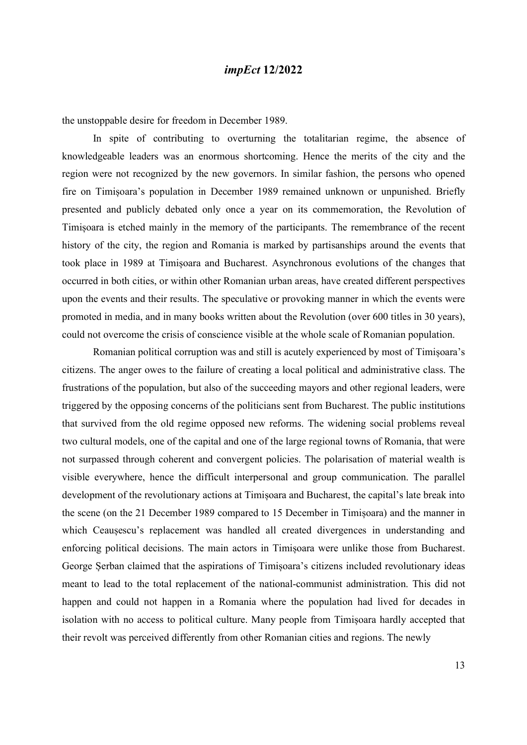the unstoppable desire for freedom in December 1989.

In spite of contributing to overturning the totalitarian regime, the absence of knowledgeable leaders was an enormous shortcoming. Hence the merits of the city and the region were not recognized by the new governors. In similar fashion, the persons who opened fire on Timișoara's population in December 1989 remained unknown or unpunished. Briefly presented and publicly debated only once a year on its commemoration, the Revolution of Timișoara is etched mainly in the memory of the participants. The remembrance of the recent history of the city, the region and Romania is marked by partisanships around the events that took place in 1989 at Timișoara and Bucharest. Asynchronous evolutions of the changes that occurred in both cities, or within other Romanian urban areas, have created different perspectives upon the events and their results. The speculative or provoking manner in which the events were promoted in media, and in many books written about the Revolution (over 600 titles in 30 years), could not overcome the crisis of conscience visible at the whole scale of Romanian population.

Romanian political corruption was and still is acutely experienced by most of Timișoara's citizens. The anger owes to the failure of creating a local political and administrative class. The frustrations of the population, but also of the succeeding mayors and other regional leaders, were triggered by the opposing concerns of the politicians sent from Bucharest. The public institutions that survived from the old regime opposed new reforms. The widening social problems reveal two cultural models, one of the capital and one of the large regional towns of Romania, that were not surpassed through coherent and convergent policies. The polarisation of material wealth is visible everywhere, hence the difficult interpersonal and group communication. The parallel development of the revolutionary actions at Timișoara and Bucharest, the capital's late break into the scene (on the 21 December 1989 compared to 15 December in Timișoara) and the manner in which Ceaușescu's replacement was handled all created divergences in understanding and enforcing political decisions. The main actors in Timișoara were unlike those from Bucharest. George Șerban claimed that the aspirations of Timișoara's citizens included revolutionary ideas meant to lead to the total replacement of the national-communist administration. This did not happen and could not happen in a Romania where the population had lived for decades in isolation with no access to political culture. Many people from Timișoara hardly accepted that their revolt was perceived differently from other Romanian cities and regions. The newly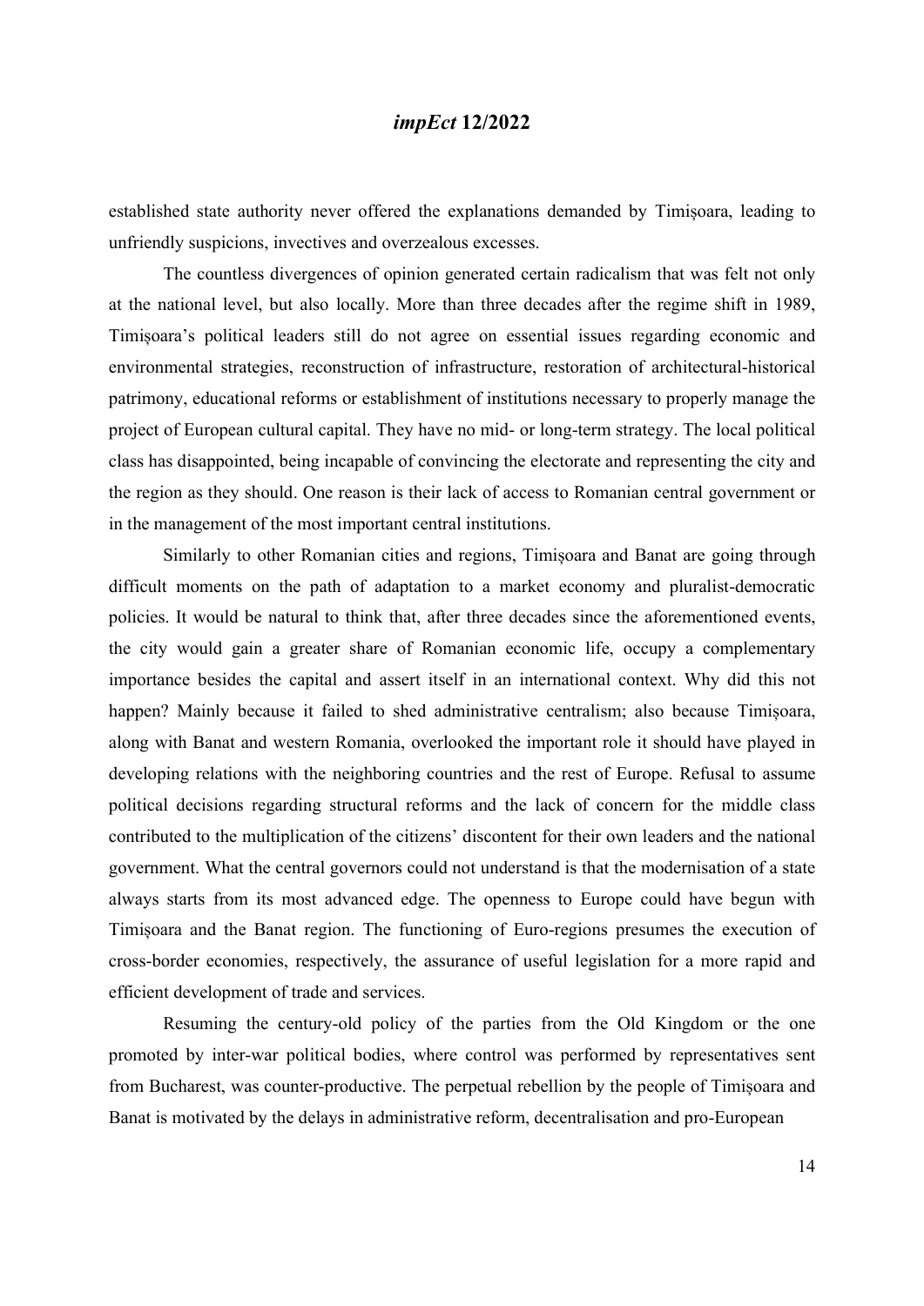established state authority never offered the explanations demanded by Timișoara, leading to unfriendly suspicions, invectives and overzealous excesses.

The countless divergences of opinion generated certain radicalism that was felt not only at the national level, but also locally. More than three decades after the regime shift in 1989, Timișoara's political leaders still do not agree on essential issues regarding economic and environmental strategies, reconstruction of infrastructure, restoration of architectural-historical patrimony, educational reforms or establishment of institutions necessary to properly manage the project of European cultural capital. They have no mid- or long-term strategy. The local political class has disappointed, being incapable of convincing the electorate and representing the city and the region as they should. One reason is their lack of access to Romanian central government or in the management of the most important central institutions.

Similarly to other Romanian cities and regions, Timișoara and Banat are going through difficult moments on the path of adaptation to a market economy and pluralist-democratic policies. It would be natural to think that, after three decades since the aforementioned events, the city would gain a greater share of Romanian economic life, occupy a complementary importance besides the capital and assert itself in an international context. Why did this not happen? Mainly because it failed to shed administrative centralism; also because Timișoara, along with Banat and western Romania, overlooked the important role it should have played in developing relations with the neighboring countries and the rest of Europe. Refusal to assume political decisions regarding structural reforms and the lack of concern for the middle class contributed to the multiplication of the citizens' discontent for their own leaders and the national government. What the central governors could not understand is that the modernisation of a state always starts from its most advanced edge. The openness to Europe could have begun with Timișoara and the Banat region. The functioning of Euro-regions presumes the execution of cross-border economies, respectively, the assurance of useful legislation for a more rapid and efficient development of trade and services.

Resuming the century-old policy of the parties from the Old Kingdom or the one promoted by inter-war political bodies, where control was performed by representatives sent from Bucharest, was counter-productive. The perpetual rebellion by the people of Timișoara and Banat is motivated by the delays in administrative reform, decentralisation and pro-European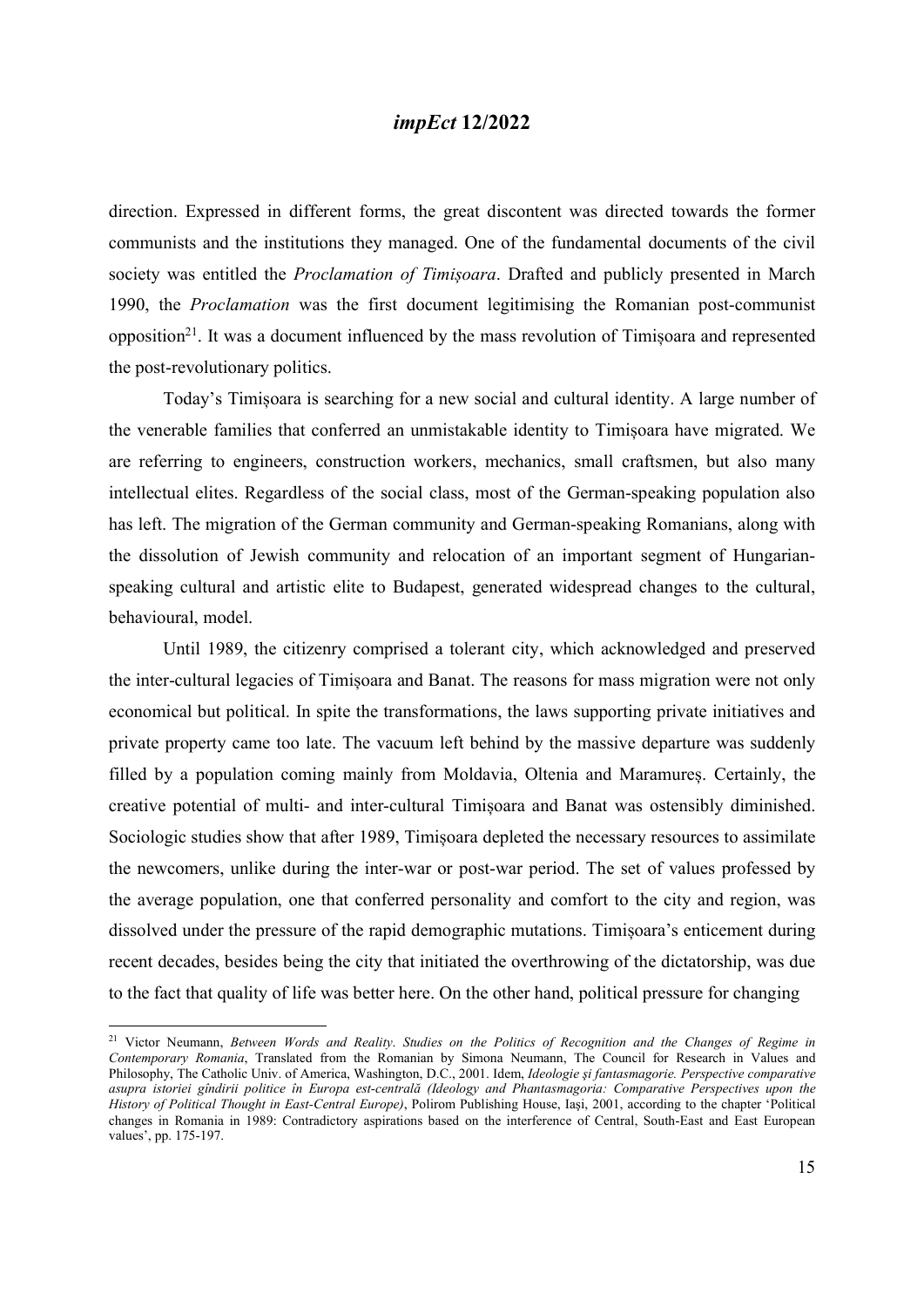direction. Expressed in different forms, the great discontent was directed towards the former communists and the institutions they managed. One of the fundamental documents of the civil society was entitled the *Proclamation of Timișoara*. Drafted and publicly presented in March 1990, the *Proclamation* was the first document legitimising the Romanian post-communist opposition[21]. It was a document influenced by the mass revolution of Timișoara and represented the post-revolutionary politics.

Today's Timișoara is searching for a new social and cultural identity. A large number of the venerable families that conferred an unmistakable identity to Timișoara have migrated. We are referring to engineers, construction workers, mechanics, small craftsmen, but also many intellectual elites. Regardless of the social class, most of the German-speaking population also has left. The migration of the German community and German-speaking Romanians, along with the dissolution of Jewish community and relocation of an important segment of Hungarian-speaking cultural and artistic elite to Budapest, generated widespread changes to the cultural, behavioural, model.

Until 1989, the citizenry comprised a tolerant city, which acknowledged and preserved the inter-cultural legacies of Timișoara and Banat. The reasons for mass migration were not only economical but political. In spite the transformations, the laws supporting private initiatives and private property came too late. The vacuum left behind by the massive departure was suddenly filled by a population coming mainly from Moldavia, Oltenia and Maramureș. Certainly, the creative potential of multi- and inter-cultural Timișoara and Banat was ostensibly diminished. Sociologic studies show that after 1989, Timișoara depleted the necessary resources to assimilate the newcomers, unlike during the inter-war or post-war period. The set of values professed by the average population, one that conferred personality and comfort to the city and region, was dissolved under the pressure of the rapid demographic mutations. Timișoara's enticement during recent decades, besides being the city that initiated the overthrowing of the dictatorship, was due to the fact that quality of life was better here. On the other hand, political pressure for changing

---

[21] Victor Neumann, *Between Words and Reality. Studies on the Politics of Recognition and the Changes of Regime in Contemporary Romania*, Translated from the Romanian by Simona Neumann, The Council for Research in Values and Philosophy, The Catholic Univ. of America, Washington, D.C., 2001. Idem, *Ideologie şi fantasmagorie. Perspective comparative asupra istoriei gîndirii politice în Europa est-centrală (Ideology and Phantasmagoria: Comparative Perspectives upon the History of Political Thought in East-Central Europe)*, Polirom Publishing House, Iaşi, 2001, according to the chapter 'Political changes in Romania in 1989: Contradictory aspirations based on the interference of Central, South-East and East European values', pp. 175-197.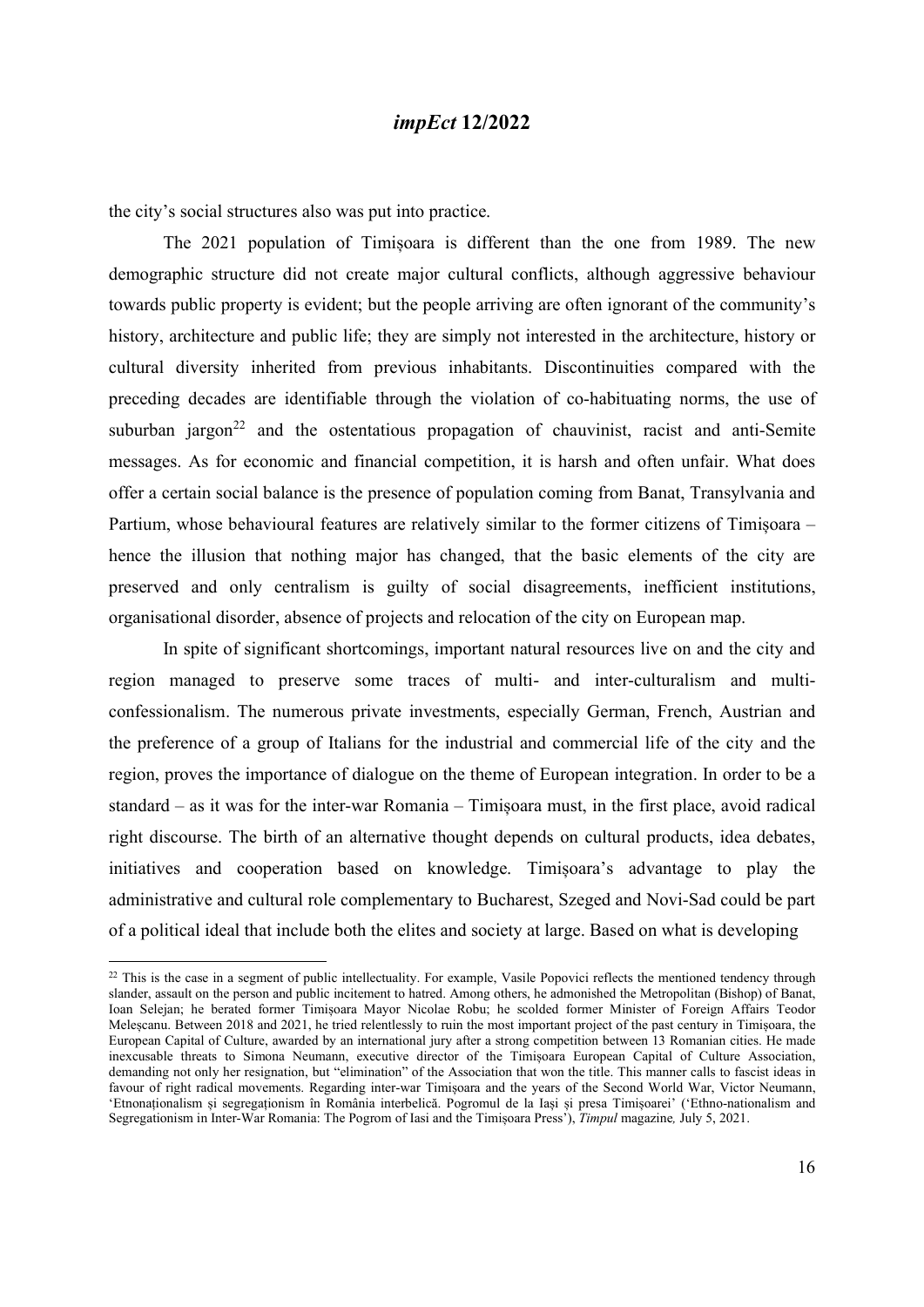the city's social structures also was put into practice.

The 2021 population of Timișoara is different than the one from 1989. The new demographic structure did not create major cultural conflicts, although aggressive behaviour towards public property is evident; but the people arriving are often ignorant of the community's history, architecture and public life; they are simply not interested in the architecture, history or cultural diversity inherited from previous inhabitants. Discontinuities compared with the preceding decades are identifiable through the violation of co-habituating norms, the use of suburban jargon[22] and the ostentatious propagation of chauvinist, racist and anti-Semite messages. As for economic and financial competition, it is harsh and often unfair. What does offer a certain social balance is the presence of population coming from Banat, Transylvania and Partium, whose behavioural features are relatively similar to the former citizens of Timișoara – hence the illusion that nothing major has changed, that the basic elements of the city are preserved and only centralism is guilty of social disagreements, inefficient institutions, organisational disorder, absence of projects and relocation of the city on European map.

In spite of significant shortcomings, important natural resources live on and the city and region managed to preserve some traces of multi- and inter-culturalism and multi-confessionalism. The numerous private investments, especially German, French, Austrian and the preference of a group of Italians for the industrial and commercial life of the city and the region, proves the importance of dialogue on the theme of European integration. In order to be a standard – as it was for the inter-war Romania – Timișoara must, in the first place, avoid radical right discourse. The birth of an alternative thought depends on cultural products, idea debates, initiatives and cooperation based on knowledge. Timișoara's advantage to play the administrative and cultural role complementary to Bucharest, Szeged and Novi-Sad could be part of a political ideal that include both the elites and society at large. Based on what is developing

---

[22] This is the case in a segment of public intellectuality. For example, Vasile Popovici reflects the mentioned tendency through slander, assault on the person and public incitement to hatred. Among others, he admonished the Metropolitan (Bishop) of Banat, Ioan Selejan; he berated former Timișoara Mayor Nicolae Robu; he scolded former Minister of Foreign Affairs Teodor Meleșcanu. Between 2018 and 2021, he tried relentlessly to ruin the most important project of the past century in Timișoara, the European Capital of Culture, awarded by an international jury after a strong competition between 13 Romanian cities. He made inexcusable threats to Simona Neumann, executive director of the Timișoara European Capital of Culture Association, demanding not only her resignation, but "elimination" of the Association that won the title. This manner calls to fascist ideas in favour of right radical movements. Regarding inter-war Timișoara and the years of the Second World War, Victor Neumann, 'Etnonaționalism și segregaționism în România interbelică. Pogromul de la Iași și presa Timișoarei' ('Ethno-nationalism and Segregationism in Inter-War Romania: The Pogrom of Iasi and the Timișoara Press'), *Timpul* magazine*,* July 5, 2021.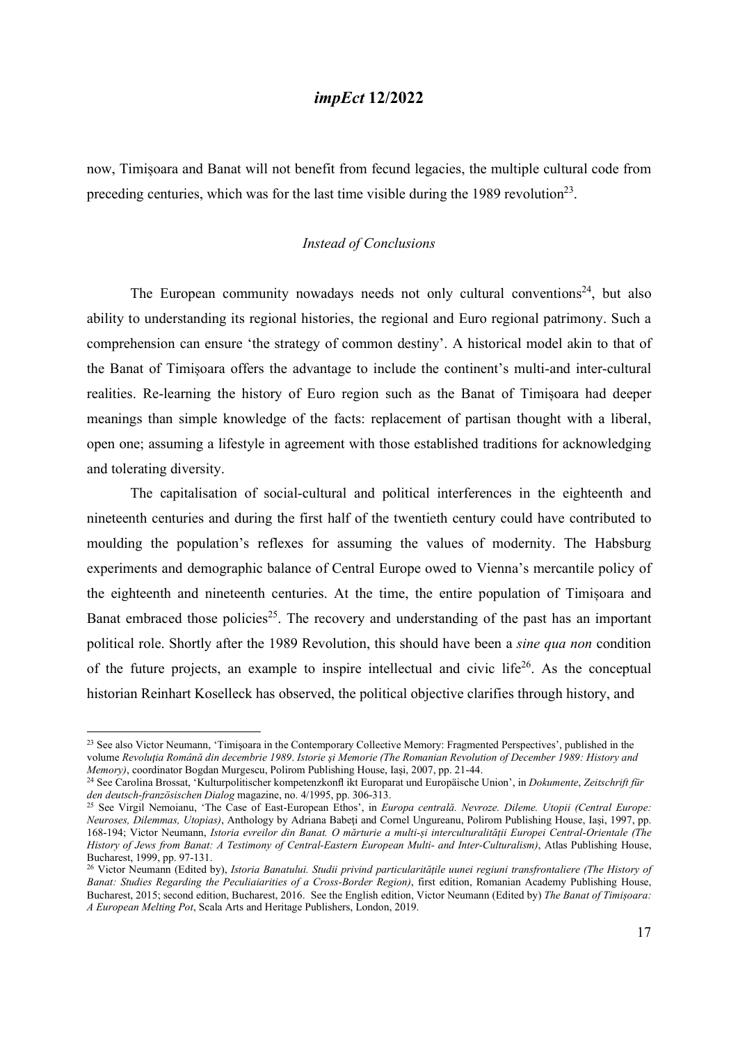now, Timișoara and Banat will not benefit from fecund legacies, the multiple cultural code from preceding centuries, which was for the last time visible during the 1989 revolution[23].

### *Instead of Conclusions*

The European community nowadays needs not only cultural conventions[24], but also ability to understanding its regional histories, the regional and Euro regional patrimony. Such a comprehension can ensure 'the strategy of common destiny'. A historical model akin to that of the Banat of Timișoara offers the advantage to include the continent's multi-and inter-cultural realities. Re-learning the history of Euro region such as the Banat of Timișoara had deeper meanings than simple knowledge of the facts: replacement of partisan thought with a liberal, open one; assuming a lifestyle in agreement with those established traditions for acknowledging and tolerating diversity.

The capitalisation of social-cultural and political interferences in the eighteenth and nineteenth centuries and during the first half of the twentieth century could have contributed to moulding the population's reflexes for assuming the values of modernity. The Habsburg experiments and demographic balance of Central Europe owed to Vienna's mercantile policy of the eighteenth and nineteenth centuries. At the time, the entire population of Timișoara and Banat embraced those policies[25]. The recovery and understanding of the past has an important political role. Shortly after the 1989 Revolution, this should have been a *sine qua non* condition of the future projects, an example to inspire intellectual and civic life[26]. As the conceptual historian Reinhart Koselleck has observed, the political objective clarifies through history, and

[23] See also Victor Neumann, 'Timişoara in the Contemporary Collective Memory: Fragmented Perspectives', published in the volume *Revoluția Română din decembrie 1989. Istorie şi Memorie (The Romanian Revolution of December 1989: History and Memory)*, coordinator Bogdan Murgescu, Polirom Publishing House, Iaşi, 2007, pp. 21-44.

[24] See Carolina Brossat, 'Kulturpolitischer kompetenzkonfl ikt Europarat und Europäische Union', in *Dokumente*, *Zeitschrift für den deutsch-französischen Dialog* magazine, no. 4/1995, pp. 306-313.

[25] See Virgil Nemoianu, 'The Case of East-European Ethos', in *Europa centrală. Nevroze. Dileme. Utopii (Central Europe: Neuroses, Dilemmas, Utopias)*, Anthology by Adriana Babeți and Cornel Ungureanu, Polirom Publishing House, Iaşi, 1997, pp. 168-194; Victor Neumann, *Istoria evreilor din Banat. O mărturie a multi-și interculturalității Europei Central-Orientale (The History of Jews from Banat: A Testimony of Central-Eastern European Multi- and Inter-Culturalism)*, Atlas Publishing House, Bucharest, 1999, pp. 97-131.

[26] Victor Neumann (Edited by), *Istoria Banatului. Studii privind particularitățile uunei regiuni transfrontaliere (The History of Banat: Studies Regarding the Peculiaiarities of a Cross-Border Region)*, first edition, Romanian Academy Publishing House, Bucharest, 2015; second edition, Bucharest, 2016. See the English edition, Victor Neumann (Edited by) *The Banat of Timișoara: A European Melting Pot*, Scala Arts and Heritage Publishers, London, 2019.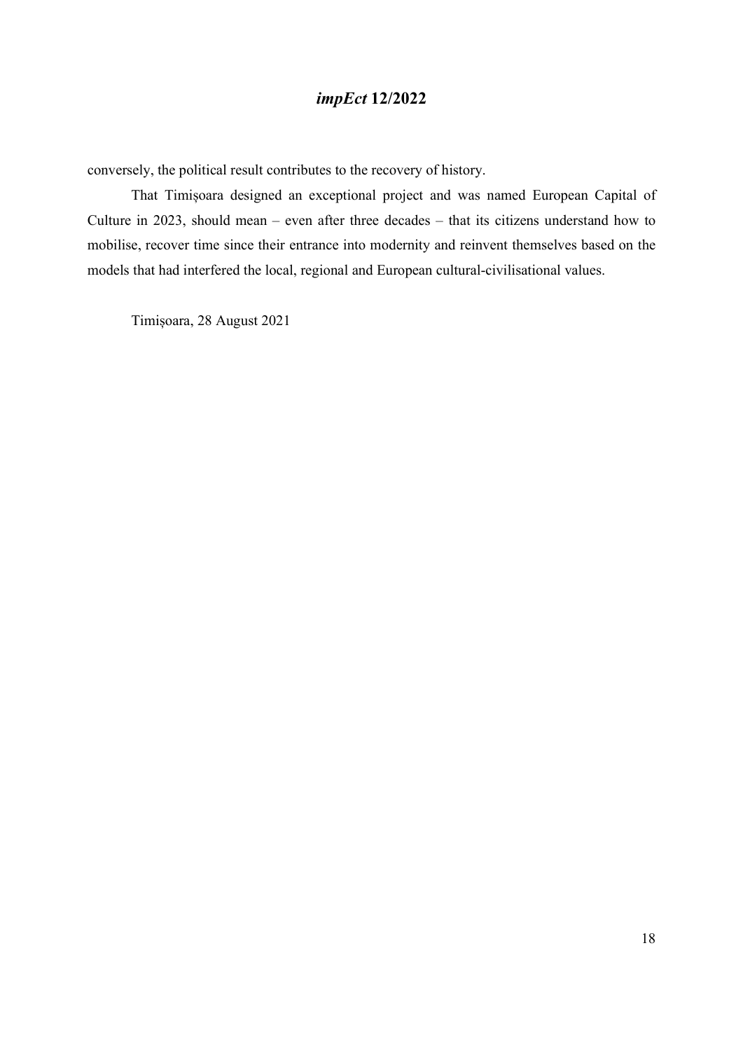conversely, the political result contributes to the recovery of history.

That Timișoara designed an exceptional project and was named European Capital of Culture in 2023, should mean – even after three decades – that its citizens understand how to mobilise, recover time since their entrance into modernity and reinvent themselves based on the models that had interfered the local, regional and European cultural-civilisational values.

Timișoara, 28 August 2021